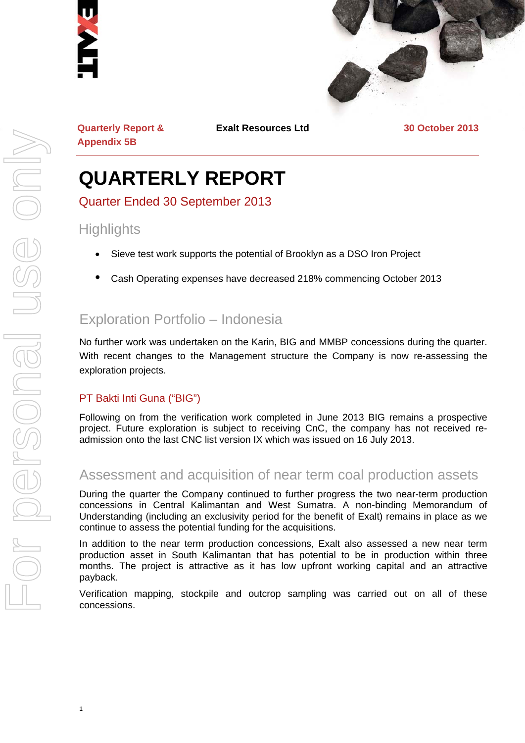Quarterly Report & Appendix 5B

**Exalt Resources Ltd**

30 October 2013

# QUARTERLY REPORT

## Quarter Ended 30 September 2013

## Highlights

- Sieve test work supports the potential of Brooklyn as a DSO Iron Project
- Cash Operating expenses have decreased 218% commencing October 2013

## Exploration Portfolio – Indonesia

No further work was undertaken on the Karin, BIG and MMBP concessions during the quarter. With recent changes to the Management structure the Company is now re-assessing the exploration projects.

### PT Bakti Inti Guna ("BIG")

Following on from the verification work completed in June 2013 BIG remains a prospective project. Future exploration is subject to receiving CnC, the company has not received re-admission onto the last CNC list version IX which was issued on 16 July 2013.

## Assessment and acquisition of near term coal production assets

During the quarter the Company continued to further progress the two near-term production concessions in Central Kalimantan and West Sumatra. A non-binding Memorandum of Understanding (including an exclusivity period for the benefit of Exalt) remains in place as we continue to assess the potential funding for the acquisitions.

In addition to the near term production concessions, Exalt also assessed a new near term production asset in South Kalimantan that has potential to be in production within three months. The project is attractive as it has low upfront working capital and an attractive payback.

Verification mapping, stockpile and outcrop sampling was carried out on all of these concessions.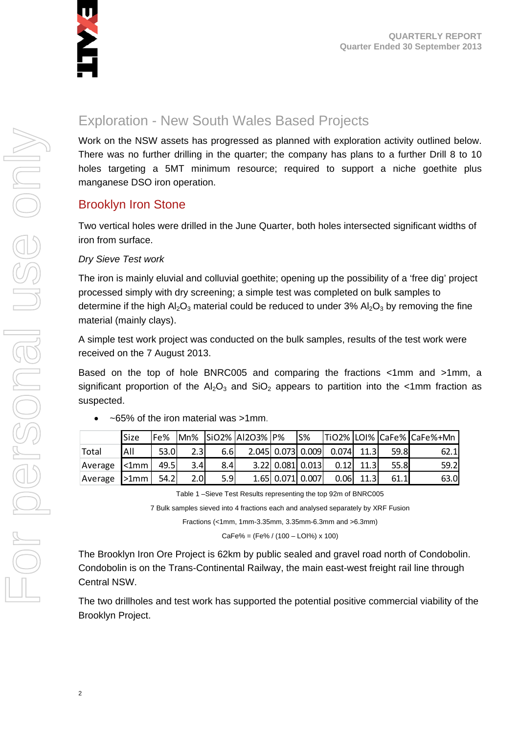## Exploration - New South Wales Based Projects

Work on the NSW assets has progressed as planned with exploration activity outlined below. There was no further drilling in the quarter; the company has plans to a further Drill 8 to 10 holes targeting a 5MT minimum resource; required to support a niche goethite plus manganese DSO iron operation.

### Brooklyn Iron Stone

Two vertical holes were drilled in the June Quarter, both holes intersected significant widths of iron from surface.

*Dry Sieve Test work*

The iron is mainly eluvial and colluvial goethite; opening up the possibility of a 'free dig' project processed simply with dry screening; a simple test was completed on bulk samples to determine if the high $Al_2O_3$ material could be reduced to under 3% $Al_2O_3$ by removing the fine material (mainly clays).

A simple test work project was conducted on the bulk samples, results of the test work were received on the 7 August 2013.

Based on the top of hole BNRC005 and comparing the fractions <1mm and >1mm, a significant proportion of the $Al_2O_3$ and $SiO_2$ appears to partition into the <1mm fraction as suspected.

- ~65% of the iron material was >1mm.

| | Size | Fe% | Mn% | SiO2% | Al2O3% | P% | S% | TiO2% | LOI% | CaFe% | CaFe%+Mn |
|---|---|---|---|---|---|---|---|---|---|---|---|
| Total | All | 53.0 | 2.3 | 6.6 | 2.045 | 0.073 | 0.009 | 0.074 | 11.3 | 59.8 | 62.1 |
| Average | <1mm | 49.5 | 3.4 | 8.4 | 3.22 | 0.081 | 0.013 | 0.12 | 11.3 | 55.8 | 59.2 |
| Average | >1mm | 54.2 | 2.0 | 5.9 | 1.65 | 0.071 | 0.007 | 0.06 | 11.3 | 61.1 | 63.0 |

Table 1 –Sieve Test Results representing the top 92m of BNRC005

7 Bulk samples sieved into 4 fractions each and analysed separately by XRF Fusion

Fractions (<1mm, 1mm-3.35mm, 3.35mm-6.3mm and >6.3mm)

CaFe% = (Fe% / (100 – LOI%) x 100)

The Brooklyn Iron Ore Project is 62km by public sealed and gravel road north of Condobolin. Condobolin is on the Trans-Continental Railway, the main east-west freight rail line through Central NSW.

The two drillholes and test work has supported the potential positive commercial viability of the Brooklyn Project.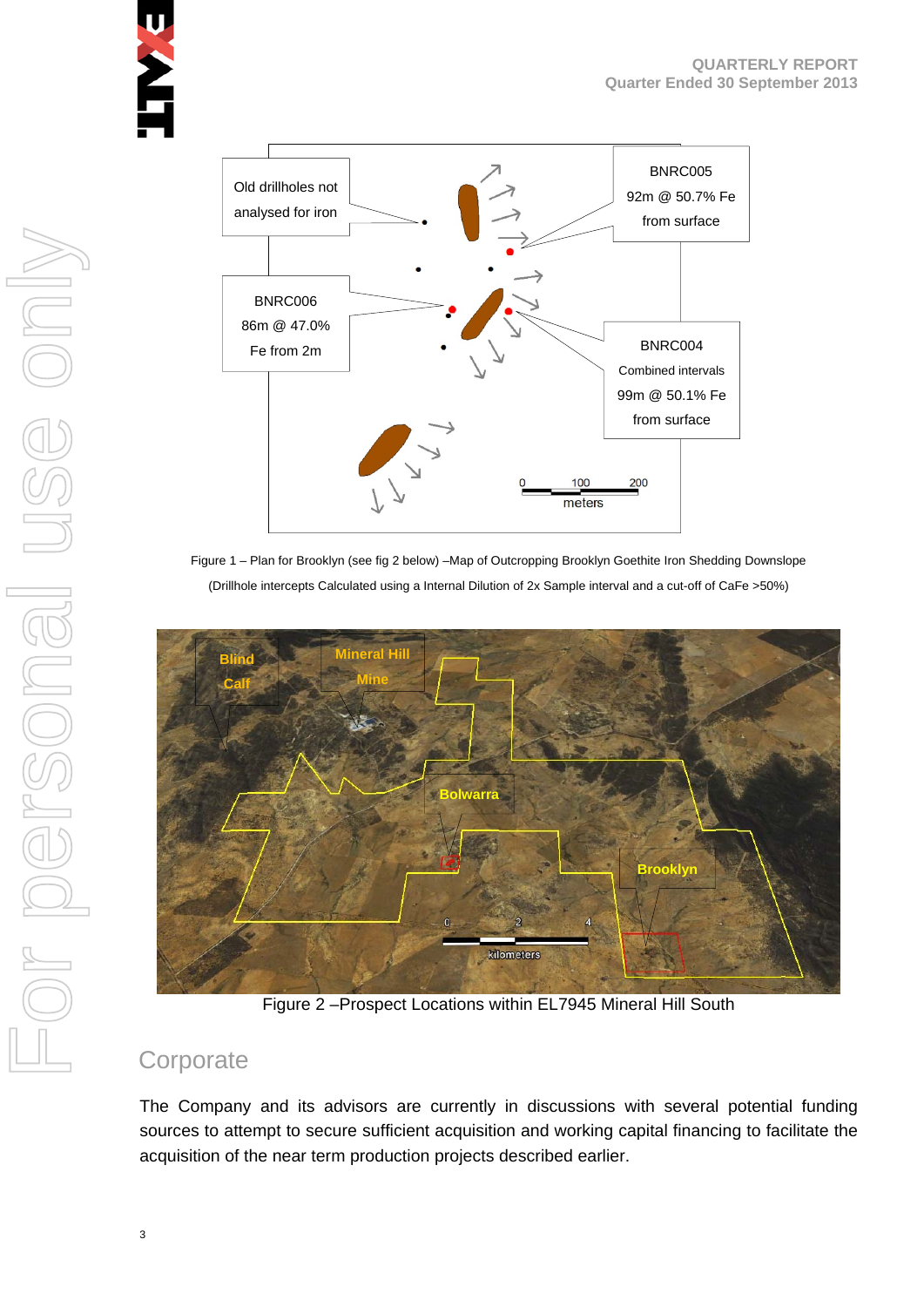Figure 1 – Plan for Brooklyn (see fig 2 below) –Map of Outcropping Brooklyn Goethite Iron Shedding Downslope (Drillhole intercepts Calculated using a Internal Dilution of 2x Sample interval and a cut-off of CaFe >50%)

Figure 2 –Prospect Locations within EL7945 Mineral Hill South

## Corporate

The Company and its advisors are currently in discussions with several potential funding sources to attempt to secure sufficient acquisition and working capital financing to facilitate the acquisition of the near term production projects described earlier.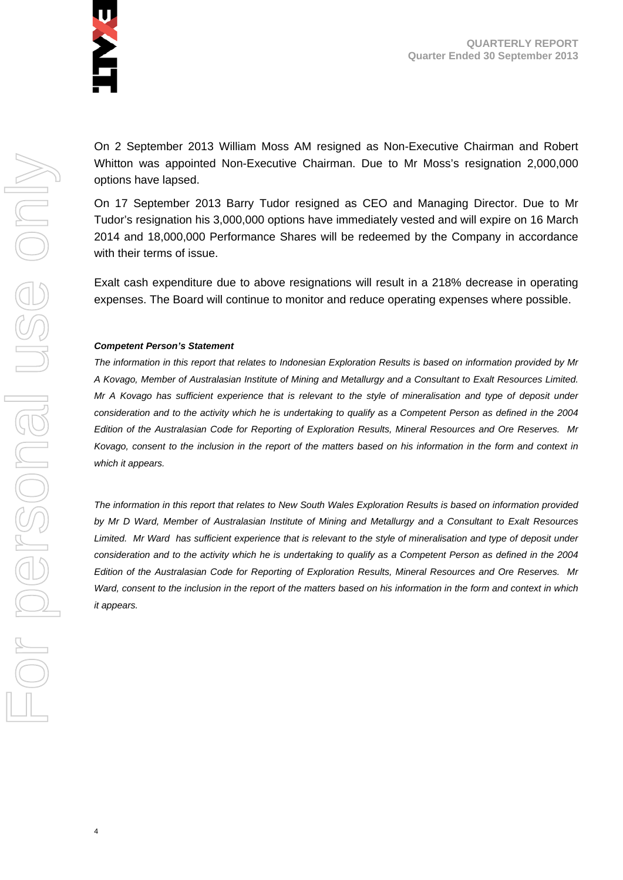On 2 September 2013 William Moss AM resigned as Non-Executive Chairman and Robert Whitton was appointed Non-Executive Chairman. Due to Mr Moss's resignation 2,000,000 options have lapsed.

On 17 September 2013 Barry Tudor resigned as CEO and Managing Director. Due to Mr Tudor's resignation his 3,000,000 options have immediately vested and will expire on 16 March 2014 and 18,000,000 Performance Shares will be redeemed by the Company in accordance with their terms of issue.

Exalt cash expenditure due to above resignations will result in a 218% decrease in operating expenses. The Board will continue to monitor and reduce operating expenses where possible.

***Competent Person's Statement***

*The information in this report that relates to Indonesian Exploration Results is based on information provided by Mr A Kovago, Member of Australasian Institute of Mining and Metallurgy and a Consultant to Exalt Resources Limited. Mr A Kovago has sufficient experience that is relevant to the style of mineralisation and type of deposit under consideration and to the activity which he is undertaking to qualify as a Competent Person as defined in the 2004 Edition of the Australasian Code for Reporting of Exploration Results, Mineral Resources and Ore Reserves. Mr Kovago, consent to the inclusion in the report of the matters based on his information in the form and context in which it appears.*

*The information in this report that relates to New South Wales Exploration Results is based on information provided by Mr D Ward, Member of Australasian Institute of Mining and Metallurgy and a Consultant to Exalt Resources Limited. Mr Ward has sufficient experience that is relevant to the style of mineralisation and type of deposit under consideration and to the activity which he is undertaking to qualify as a Competent Person as defined in the 2004 Edition of the Australasian Code for Reporting of Exploration Results, Mineral Resources and Ore Reserves. Mr Ward, consent to the inclusion in the report of the matters based on his information in the form and context in which it appears.*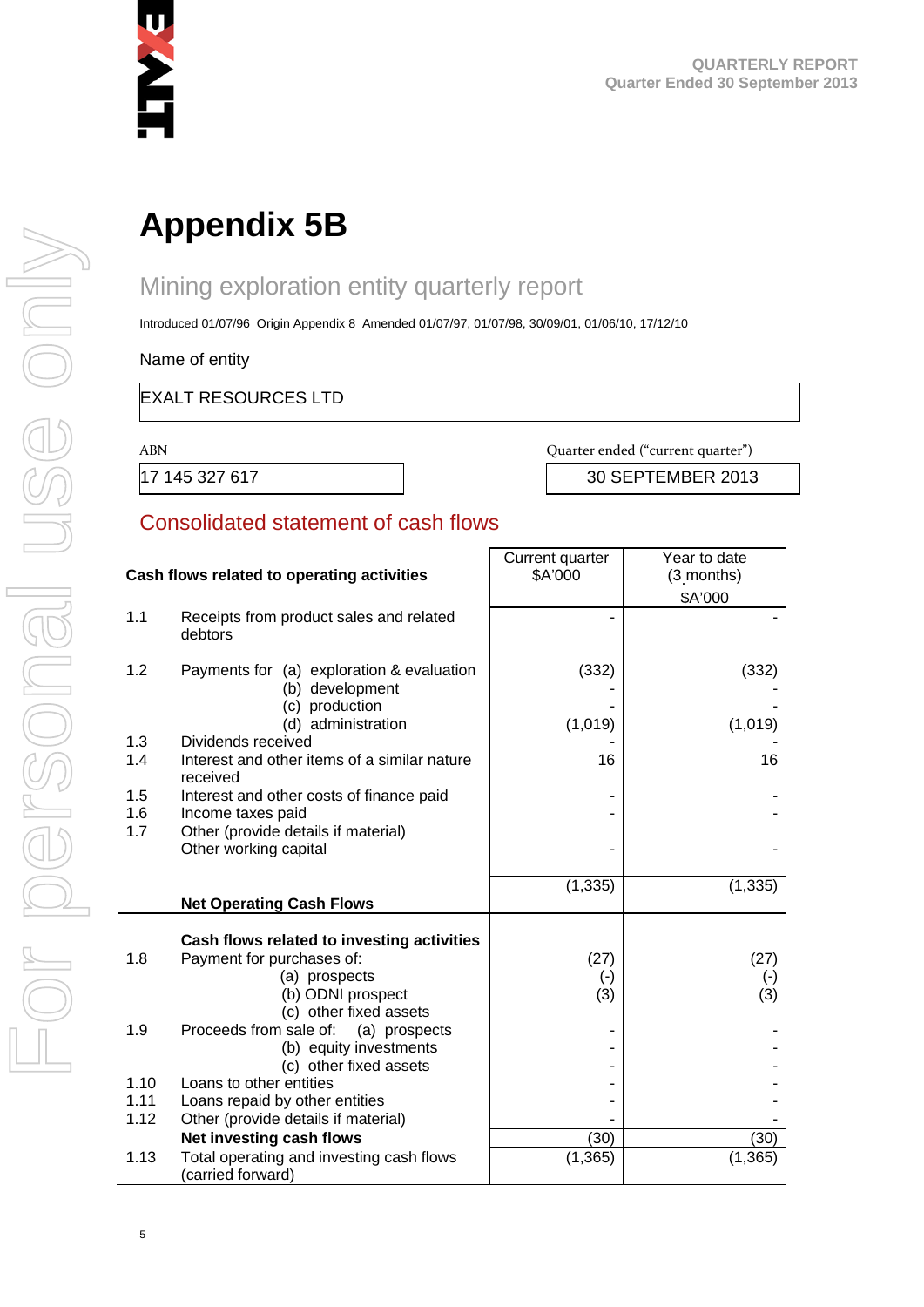# Appendix 5B

## Mining exploration entity quarterly report

Introduced 01/07/96 Origin Appendix 8 Amended 01/07/97, 01/07/98, 30/09/01, 01/06/10, 17/12/10

Name of entity

| EXALT RESOURCES LTD |
|---|

| ABN | Quarter ended ("current quarter") |
|---|---|
| 17 145 327 617 | 30 SEPTEMBER 2013 |

## Consolidated statement of cash flows

| | Cash flows related to operating activities | Current quarter $A'000 | Year to date (3 months) $A'000 |
|---|---|---|---|
| 1.1 | Receipts from product sales and related debtors | - | - |
| 1.2 | Payments for (a) exploration & evaluation | (332) | (332) |
| | (b) development | - | - |
| | (c) production | - | - |
| | (d) administration | (1,019) | (1,019) |
| 1.3 | Dividends received | - | - |
| 1.4 | Interest and other items of a similar nature received | 16 | 16 |
| 1.5 | Interest and other costs of finance paid | - | - |
| 1.6 | Income taxes paid | - | - |
| 1.7 | Other (provide details if material) Other working capital | - | - |
| | **Net Operating Cash Flows** | (1,335) | (1,335) |
| | **Cash flows related to investing activities** | | |
| 1.8 | Payment for purchases of: | (27) | (27) |
| | (a) prospects | (-) | (-) |
| | (b) ODNI prospect | (3) | (3) |
| | (c) other fixed assets | | |
| 1.9 | Proceeds from sale of: (a) prospects | - | - |
| | (b) equity investments | - | - |
| | (c) other fixed assets | - | - |
| 1.10 | Loans to other entities | - | - |
| 1.11 | Loans repaid by other entities | - | - |
| 1.12 | Other (provide details if material) | - | - |
| | **Net investing cash flows** | (30) | (30) |
| 1.13 | Total operating and investing cash flows (carried forward) | (1,365) | (1,365) |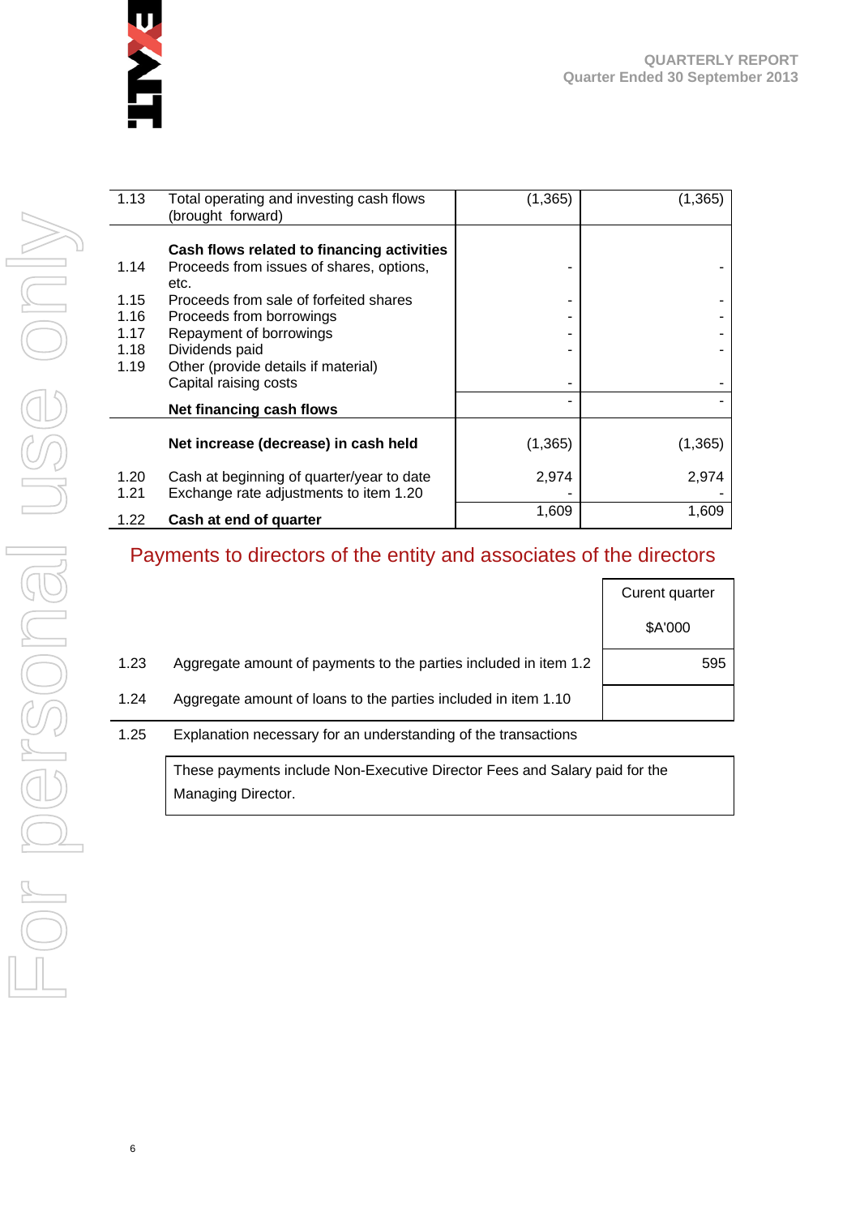| | | | |
|---|---|---|---|
| 1.13 | Total operating and investing cash flows (brought forward) | (1,365) | (1,365) |
| | **Cash flows related to financing activities** | | |
| 1.14 | Proceeds from issues of shares, options, etc. | - | - |
| 1.15 | Proceeds from sale of forfeited shares | - | - |
| 1.16 | Proceeds from borrowings | - | - |
| 1.17 | Repayment of borrowings | - | - |
| 1.18 | Dividends paid | - | - |
| 1.19 | Other (provide details if material) | | |
| | Capital raising costs | - | - |
| | **Net financing cash flows** | - | - |
| | **Net increase (decrease) in cash held** | (1,365) | (1,365) |
| 1.20 | Cash at beginning of quarter/year to date | 2,974 | 2,974 |
| 1.21 | Exchange rate adjustments to item 1.20 | - | - |
| 1.22 | **Cash at end of quarter** | 1,609 | 1,609 |

## Payments to directors of the entity and associates of the directors

| | | Curent quarter $A'000 |
|---|---|---|
| 1.23 | Aggregate amount of payments to the parties included in item 1.2 | 595 |
| 1.24 | Aggregate amount of loans to the parties included in item 1.10 | |

1.25 Explanation necessary for an understanding of the transactions

These payments include Non-Executive Director Fees and Salary paid for the Managing Director.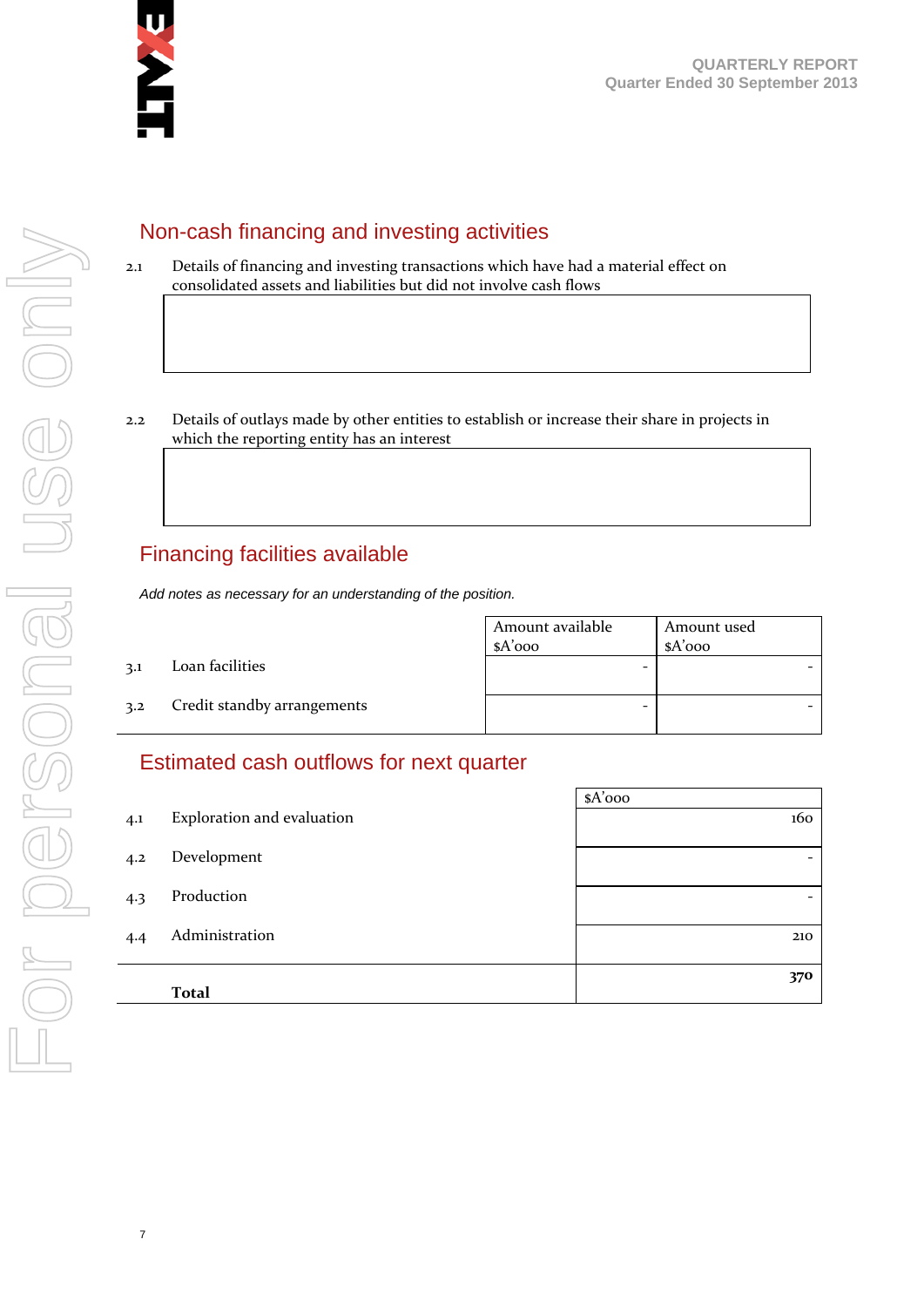## Non-cash financing and investing activities

2.1 Details of financing and investing transactions which have had a material effect on consolidated assets and liabilities but did not involve cash flows

| |
|---|
| |

2.2 Details of outlays made by other entities to establish or increase their share in projects in which the reporting entity has an interest

| |
|---|
| |

## Financing facilities available

*Add notes as necessary for an understanding of the position.*

| | | Amount available $A'000 | Amount used $A'000 |
|---|---|---|---|
| 3.1 | Loan facilities | - | - |
| 3.2 | Credit standby arrangements | - | - |

## Estimated cash outflows for next quarter

| | | $A'000 |
|---|---|---|
| 4.1 | Exploration and evaluation | 160 |
| 4.2 | Development | - |
| 4.3 | Production | - |
| 4.4 | Administration | 210 |
| | **Total** | **370** |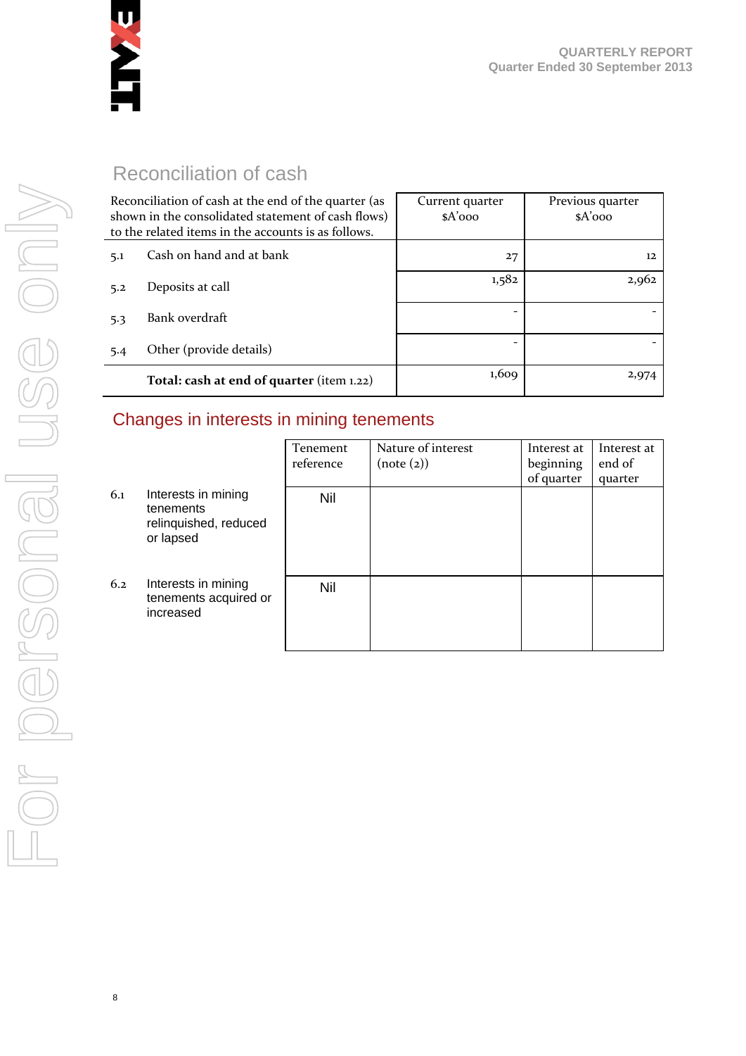## Reconciliation of cash

| Reconciliation of cash at the end of the quarter (as shown in the consolidated statement of cash flows) to the related items in the accounts is as follows. | | Current quarter $A'000 | Previous quarter $A'000 |
|---|---|---|---|
| 5.1 | Cash on hand and at bank | 27 | 12 |
| 5.2 | Deposits at call | 1,582 | 2,962 |
| 5.3 | Bank overdraft | - | - |
| 5.4 | Other (provide details) | - | - |
| | **Total: cash at end of quarter** (item 1.22) | 1,609 | 2,974 |

## Changes in interests in mining tenements

| | | Tenement reference | Nature of interest (note (2)) | Interest at beginning of quarter | Interest at end of quarter |
|---|---|---|---|---|---|
| 6.1 | Interests in mining tenements relinquished, reduced or lapsed | Nil | | | |
| 6.2 | Interests in mining tenements acquired or increased | Nil | | | |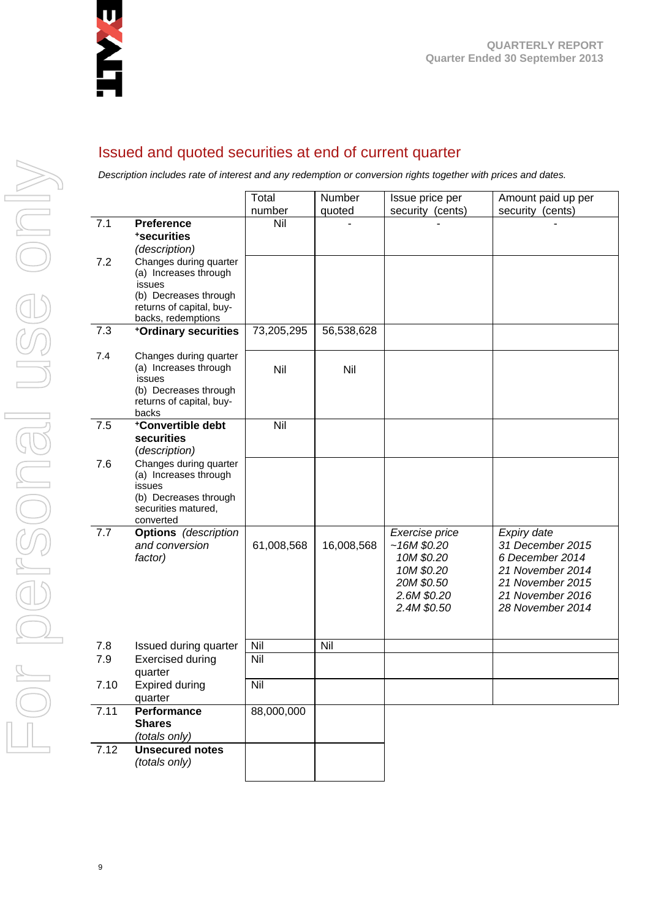## Issued and quoted securities at end of current quarter

*Description includes rate of interest and any redemption or conversion rights together with prices and dates.*

| | | Total number | Number quoted | Issue price per security (cents) | Amount paid up per security (cents) |
|---|---|---|---|---|---|
| 7.1 | **Preference +securities** *(description)* | Nil | - | - | - |
| 7.2 | Changes during quarter (a) Increases through issues (b) Decreases through returns of capital, buy-backs, redemptions | | | | |
| 7.3 | **+Ordinary securities** | 73,205,295 | 56,538,628 | | |
| 7.4 | Changes during quarter (a) Increases through issues (b) Decreases through returns of capital, buy-backs | Nil | Nil | | |
| 7.5 | **+Convertible debt securities** *(description)* | Nil | | | |
| 7.6 | Changes during quarter (a) Increases through issues (b) Decreases through securities matured, converted | | | | |
| 7.7 | **Options** *(description and conversion factor)* | 61,008,568 | 16,008,568 | *Exercise price*<br>*~16M $0.20*<br>*10M $0.20*<br>*10M $0.20*<br>*20M $0.50*<br>*2.6M $0.20*<br>*2.4M $0.50* | *Expiry date*<br>*31 December 2015*<br>*6 December 2014*<br>*21 November 2014*<br>*21 November 2015*<br>*21 November 2016*<br>*28 November 2014* |
| 7.8 | Issued during quarter | Nil | Nil | | |
| 7.9 | Exercised during quarter | Nil | | | |
| 7.10 | Expired during quarter | Nil | | | |
| 7.11 | **Performance Shares** *(totals only)* | 88,000,000 | | | |
| 7.12 | **Unsecured notes** *(totals only)* | | | | |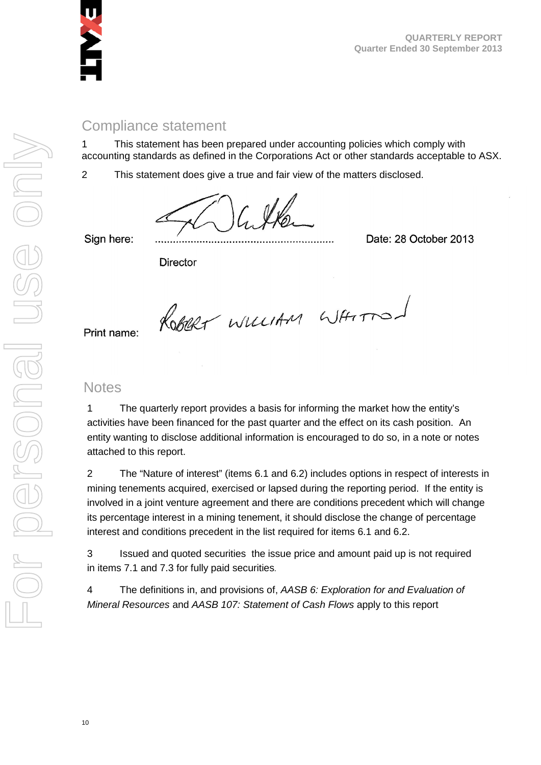## Compliance statement

1 This statement has been prepared under accounting policies which comply with accounting standards as defined in the Corporations Act or other standards acceptable to ASX.

2 This statement does give a true and fair view of the matters disclosed.

Sign here: ............................................................ Date: 28 October 2013

Director

Print name: ROBERT WILLIAM WHITTON

## Notes

1 The quarterly report provides a basis for informing the market how the entity's activities have been financed for the past quarter and the effect on its cash position. An entity wanting to disclose additional information is encouraged to do so, in a note or notes attached to this report.

2 The "Nature of interest" (items 6.1 and 6.2) includes options in respect of interests in mining tenements acquired, exercised or lapsed during the reporting period. If the entity is involved in a joint venture agreement and there are conditions precedent which will change its percentage interest in a mining tenement, it should disclose the change of percentage interest and conditions precedent in the list required for items 6.1 and 6.2.

3 Issued and quoted securities the issue price and amount paid up is not required in items 7.1 and 7.3 for fully paid securities.

4 The definitions in, and provisions of, *AASB 6: Exploration for and Evaluation of Mineral Resources* and *AASB 107: Statement of Cash Flows* apply to this report